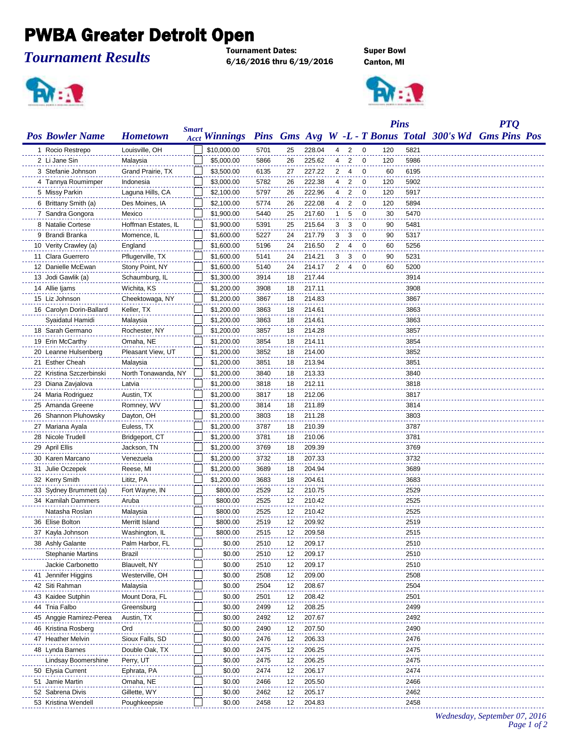# PWBA Greater Detroit Open

## *Tournament Results*

**Tournament Dates:**
**6/16/2016 thru 6/19/2016**

**Super Bowl**
**Canton, MI**

| Pos | Bowler Name | Hometown | Smart Acct | Winnings | Pins | Gms | Avg | W | L | T | Pins Bonus | Total | 300's Wd | PTQ Gms | PTQ Pins | PTQ Pos |
|---|---|---|---|---|---|---|---|---|---|---|---|---|---|---|---|---|
| 1 | Rocio Restrepo | Louisville, OH | | $10,000.00 | 5701 | 25 | 228.04 | 4 | 2 | 0 | 120 | 5821 | | | | |
| 2 | Li Jane Sin | Malaysia | | $5,000.00 | 5866 | 26 | 225.62 | 4 | 2 | 0 | 120 | 5986 | | | | |
| 3 | Stefanie Johnson | Grand Prairie, TX | | $3,500.00 | 6135 | 27 | 227.22 | 2 | 4 | 0 | 60 | 6195 | | | | |
| 4 | Tannya Roumimper | Indonesia | | $3,000.00 | 5782 | 26 | 222.38 | 4 | 2 | 0 | 120 | 5902 | | | | |
| 5 | Missy Parkin | Laguna Hills, CA | | $2,100.00 | 5797 | 26 | 222.96 | 4 | 2 | 0 | 120 | 5917 | | | | |
| 6 | Brittany Smith (a) | Des Moines, IA | | $2,100.00 | 5774 | 26 | 222.08 | 4 | 2 | 0 | 120 | 5894 | | | | |
| 7 | Sandra Gongora | Mexico | | $1,900.00 | 5440 | 25 | 217.60 | 1 | 5 | 0 | 30 | 5470 | | | | |
| 8 | Natalie Cortese | Hoffman Estates, IL | | $1,900.00 | 5391 | 25 | 215.64 | 3 | 3 | 0 | 90 | 5481 | | | | |
| 9 | Brandi Branka | Momence, IL | | $1,600.00 | 5227 | 24 | 217.79 | 3 | 3 | 0 | 90 | 5317 | | | | |
| 10 | Verity Crawley (a) | England | | $1,600.00 | 5196 | 24 | 216.50 | 2 | 4 | 0 | 60 | 5256 | | | | |
| 11 | Clara Guerrero | Pflugerville, TX | | $1,600.00 | 5141 | 24 | 214.21 | 3 | 3 | 0 | 90 | 5231 | | | | |
| 12 | Danielle McEwan | Stony Point, NY | | $1,600.00 | 5140 | 24 | 214.17 | 2 | 4 | 0 | 60 | 5200 | | | | |
| 13 | Jodi Gawlik (a) | Schaumburg, IL | | $1,300.00 | 3914 | 18 | 217.44 | | | | | 3914 | | | | |
| 14 | Allie Ijams | Wichita, KS | | $1,200.00 | 3908 | 18 | 217.11 | | | | | 3908 | | | | |
| 15 | Liz Johnson | Cheektowaga, NY | | $1,200.00 | 3867 | 18 | 214.83 | | | | | 3867 | | | | |
| 16 | Carolyn Dorin-Ballard | Keller, TX | | $1,200.00 | 3863 | 18 | 214.61 | | | | | 3863 | | | | |
| | Syaidatul Hamidi | Malaysia | | $1,200.00 | 3863 | 18 | 214.61 | | | | | 3863 | | | | |
| 18 | Sarah Germano | Rochester, NY | | $1,200.00 | 3857 | 18 | 214.28 | | | | | 3857 | | | | |
| 19 | Erin McCarthy | Omaha, NE | | $1,200.00 | 3854 | 18 | 214.11 | | | | | 3854 | | | | |
| 20 | Leanne Hulsenberg | Pleasant View, UT | | $1,200.00 | 3852 | 18 | 214.00 | | | | | 3852 | | | | |
| 21 | Esther Cheah | Malaysia | | $1,200.00 | 3851 | 18 | 213.94 | | | | | 3851 | | | | |
| 22 | Kristina Szczerbinski | North Tonawanda, NY | | $1,200.00 | 3840 | 18 | 213.33 | | | | | 3840 | | | | |
| 23 | Diana Zavjalova | Latvia | | $1,200.00 | 3818 | 18 | 212.11 | | | | | 3818 | | | | |
| 24 | Maria Rodriguez | Austin, TX | | $1,200.00 | 3817 | 18 | 212.06 | | | | | 3817 | | | | |
| 25 | Amanda Greene | Romney, WV | | $1,200.00 | 3814 | 18 | 211.89 | | | | | 3814 | | | | |
| 26 | Shannon Pluhowsky | Dayton, OH | | $1,200.00 | 3803 | 18 | 211.28 | | | | | 3803 | | | | |
| 27 | Mariana Ayala | Euless, TX | | $1,200.00 | 3787 | 18 | 210.39 | | | | | 3787 | | | | |
| 28 | Nicole Trudell | Bridgeport, CT | | $1,200.00 | 3781 | 18 | 210.06 | | | | | 3781 | | | | |
| 29 | April Ellis | Jackson, TN | | $1,200.00 | 3769 | 18 | 209.39 | | | | | 3769 | | | | |
| 30 | Karen Marcano | Venezuela | | $1,200.00 | 3732 | 18 | 207.33 | | | | | 3732 | | | | |
| 31 | Julie Oczepek | Reese, MI | | $1,200.00 | 3689 | 18 | 204.94 | | | | | 3689 | | | | |
| 32 | Kerry Smith | Lititz, PA | | $1,200.00 | 3683 | 18 | 204.61 | | | | | 3683 | | | | |
| 33 | Sydney Brummett (a) | Fort Wayne, IN | | $800.00 | 2529 | 12 | 210.75 | | | | | 2529 | | | | |
| 34 | Kamilah Dammers | Aruba | | $800.00 | 2525 | 12 | 210.42 | | | | | 2525 | | | | |
| | Natasha Roslan | Malaysia | | $800.00 | 2525 | 12 | 210.42 | | | | | 2525 | | | | |
| 36 | Elise Bolton | Merritt Island | | $800.00 | 2519 | 12 | 209.92 | | | | | 2519 | | | | |
| 37 | Kayla Johnson | Washington, IL | | $800.00 | 2515 | 12 | 209.58 | | | | | 2515 | | | | |
| 38 | Ashly Galante | Palm Harbor, FL | | $0.00 | 2510 | 12 | 209.17 | | | | | 2510 | | | | |
| | Stephanie Martins | Brazil | | $0.00 | 2510 | 12 | 209.17 | | | | | 2510 | | | | |
| | Jackie Carbonetto | Blauvelt, NY | | $0.00 | 2510 | 12 | 209.17 | | | | | 2510 | | | | |
| 41 | Jennifer Higgins | Westerville, OH | | $0.00 | 2508 | 12 | 209.00 | | | | | 2508 | | | | |
| 42 | Siti Rahman | Malaysia | | $0.00 | 2504 | 12 | 208.67 | | | | | 2504 | | | | |
| 43 | Kaidee Sutphin | Mount Dora, FL | | $0.00 | 2501 | 12 | 208.42 | | | | | 2501 | | | | |
| 44 | Tnia Falbo | Greensburg | | $0.00 | 2499 | 12 | 208.25 | | | | | 2499 | | | | |
| 45 | Anggie Ramirez-Perea | Austin, TX | | $0.00 | 2492 | 12 | 207.67 | | | | | 2492 | | | | |
| 46 | Kristina Rosberg | Ord | | $0.00 | 2490 | 12 | 207.50 | | | | | 2490 | | | | |
| 47 | Heather Melvin | Sioux Falls, SD | | $0.00 | 2476 | 12 | 206.33 | | | | | 2476 | | | | |
| 48 | Lynda Barnes | Double Oak, TX | | $0.00 | 2475 | 12 | 206.25 | | | | | 2475 | | | | |
| | Lindsay Boomershine | Perry, UT | | $0.00 | 2475 | 12 | 206.25 | | | | | 2475 | | | | |
| 50 | Elysia Current | Ephrata, PA | | $0.00 | 2474 | 12 | 206.17 | | | | | 2474 | | | | |
| 51 | Jamie Martin | Omaha, NE | | $0.00 | 2466 | 12 | 205.50 | | | | | 2466 | | | | |
| 52 | Sabrena Divis | Gillette, WY | | $0.00 | 2462 | 12 | 205.17 | | | | | 2462 | | | | |
| 53 | Kristina Wendell | Poughkeepsie | | $0.00 | 2458 | 12 | 204.83 | | | | | 2458 | | | | |

*Wednesday, September 07, 2016*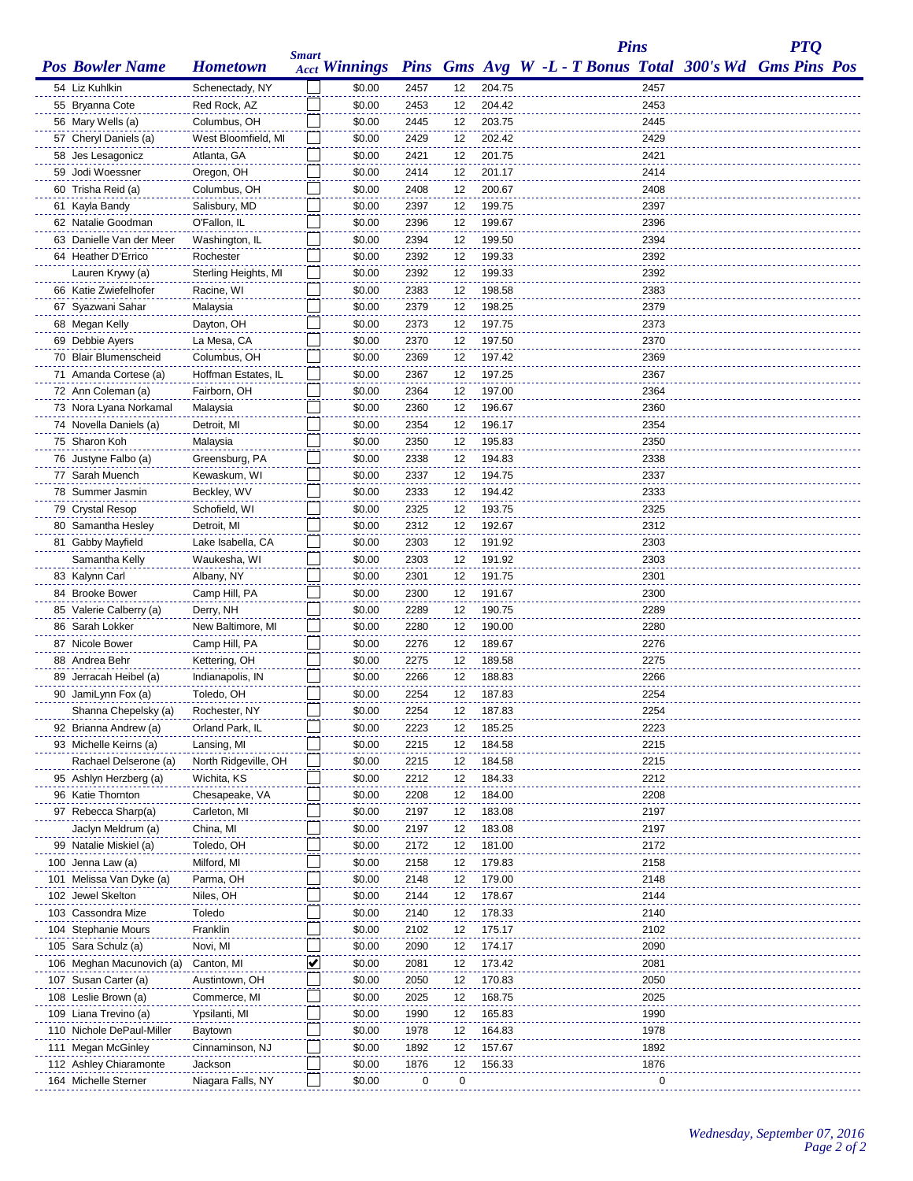| Pos | Bowler Name | Hometown | Smart Acct | Winnings | Pins | Gms | Avg | W -L - T | Bonus | Pins Total | 300's Wd | PTQ Gms | PTQ Pins | PTQ Pos |
|---|---|---|---|---|---|---|---|---|---|---|---|---|---|---|
| 54 | Liz Kuhlkin | Schenectady, NY | ☐ | $0.00 | 2457 | 12 | 204.75 | | | 2457 | | | | |
| 55 | Bryanna Cote | Red Rock, AZ | ☐ | $0.00 | 2453 | 12 | 204.42 | | | 2453 | | | | |
| 56 | Mary Wells (a) | Columbus, OH | ☐ | $0.00 | 2445 | 12 | 203.75 | | | 2445 | | | | |
| 57 | Cheryl Daniels (a) | West Bloomfield, MI | ☐ | $0.00 | 2429 | 12 | 202.42 | | | 2429 | | | | |
| 58 | Jes Lesagonicz | Atlanta, GA | ☐ | $0.00 | 2421 | 12 | 201.75 | | | 2421 | | | | |
| 59 | Jodi Woessner | Oregon, OH | ☐ | $0.00 | 2414 | 12 | 201.17 | | | 2414 | | | | |
| 60 | Trisha Reid (a) | Columbus, OH | ☐ | $0.00 | 2408 | 12 | 200.67 | | | 2408 | | | | |
| 61 | Kayla Bandy | Salisbury, MD | ☐ | $0.00 | 2397 | 12 | 199.75 | | | 2397 | | | | |
| 62 | Natalie Goodman | O'Fallon, IL | ☐ | $0.00 | 2396 | 12 | 199.67 | | | 2396 | | | | |
| 63 | Danielle Van der Meer | Washington, IL | ☐ | $0.00 | 2394 | 12 | 199.50 | | | 2394 | | | | |
| 64 | Heather D'Errico | Rochester | ☐ | $0.00 | 2392 | 12 | 199.33 | | | 2392 | | | | |
| | Lauren Krywy (a) | Sterling Heights, MI | ☐ | $0.00 | 2392 | 12 | 199.33 | | | 2392 | | | | |
| 66 | Katie Zwiefelhofer | Racine, WI | ☐ | $0.00 | 2383 | 12 | 198.58 | | | 2383 | | | | |
| 67 | Syazwani Sahar | Malaysia | ☐ | $0.00 | 2379 | 12 | 198.25 | | | 2379 | | | | |
| 68 | Megan Kelly | Dayton, OH | ☐ | $0.00 | 2373 | 12 | 197.75 | | | 2373 | | | | |
| 69 | Debbie Ayers | La Mesa, CA | ☐ | $0.00 | 2370 | 12 | 197.50 | | | 2370 | | | | |
| 70 | Blair Blumenscheid | Columbus, OH | ☐ | $0.00 | 2369 | 12 | 197.42 | | | 2369 | | | | |
| 71 | Amanda Cortese (a) | Hoffman Estates, IL | ☐ | $0.00 | 2367 | 12 | 197.25 | | | 2367 | | | | |
| 72 | Ann Coleman (a) | Fairborn, OH | ☐ | $0.00 | 2364 | 12 | 197.00 | | | 2364 | | | | |
| 73 | Nora Lyana Norkamal | Malaysia | ☐ | $0.00 | 2360 | 12 | 196.67 | | | 2360 | | | | |
| 74 | Novella Daniels (a) | Detroit, MI | ☐ | $0.00 | 2354 | 12 | 196.17 | | | 2354 | | | | |
| 75 | Sharon Koh | Malaysia | ☐ | $0.00 | 2350 | 12 | 195.83 | | | 2350 | | | | |
| 76 | Justyne Falbo (a) | Greensburg, PA | ☐ | $0.00 | 2338 | 12 | 194.83 | | | 2338 | | | | |
| 77 | Sarah Muench | Kewaskum, WI | ☐ | $0.00 | 2337 | 12 | 194.75 | | | 2337 | | | | |
| 78 | Summer Jasmin | Beckley, WV | ☐ | $0.00 | 2333 | 12 | 194.42 | | | 2333 | | | | |
| 79 | Crystal Resop | Schofield, WI | ☐ | $0.00 | 2325 | 12 | 193.75 | | | 2325 | | | | |
| 80 | Samantha Hesley | Detroit, MI | ☐ | $0.00 | 2312 | 12 | 192.67 | | | 2312 | | | | |
| 81 | Gabby Mayfield | Lake Isabella, CA | ☐ | $0.00 | 2303 | 12 | 191.92 | | | 2303 | | | | |
| | Samantha Kelly | Waukesha, WI | ☐ | $0.00 | 2303 | 12 | 191.92 | | | 2303 | | | | |
| 83 | Kalynn Carl | Albany, NY | ☐ | $0.00 | 2301 | 12 | 191.75 | | | 2301 | | | | |
| 84 | Brooke Bower | Camp Hill, PA | ☐ | $0.00 | 2300 | 12 | 191.67 | | | 2300 | | | | |
| 85 | Valerie Calberry (a) | Derry, NH | ☐ | $0.00 | 2289 | 12 | 190.75 | | | 2289 | | | | |
| 86 | Sarah Lokker | New Baltimore, MI | ☐ | $0.00 | 2280 | 12 | 190.00 | | | 2280 | | | | |
| 87 | Nicole Bower | Camp Hill, PA | ☐ | $0.00 | 2276 | 12 | 189.67 | | | 2276 | | | | |
| 88 | Andrea Behr | Kettering, OH | ☐ | $0.00 | 2275 | 12 | 189.58 | | | 2275 | | | | |
| 89 | Jerracah Heibel (a) | Indianapolis, IN | ☐ | $0.00 | 2266 | 12 | 188.83 | | | 2266 | | | | |
| 90 | JamiLynn Fox (a) | Toledo, OH | ☐ | $0.00 | 2254 | 12 | 187.83 | | | 2254 | | | | |
| | Shanna Chepelsky (a) | Rochester, NY | ☐ | $0.00 | 2254 | 12 | 187.83 | | | 2254 | | | | |
| 92 | Brianna Andrew (a) | Orland Park, IL | ☐ | $0.00 | 2223 | 12 | 185.25 | | | 2223 | | | | |
| 93 | Michelle Keirns (a) | Lansing, MI | ☐ | $0.00 | 2215 | 12 | 184.58 | | | 2215 | | | | |
| | Rachael Delserone (a) | North Ridgeville, OH | ☐ | $0.00 | 2215 | 12 | 184.58 | | | 2215 | | | | |
| 95 | Ashlyn Herzberg (a) | Wichita, KS | ☐ | $0.00 | 2212 | 12 | 184.33 | | | 2212 | | | | |
| 96 | Katie Thornton | Chesapeake, VA | ☐ | $0.00 | 2208 | 12 | 184.00 | | | 2208 | | | | |
| 97 | Rebecca Sharp(a) | Carleton, MI | ☐ | $0.00 | 2197 | 12 | 183.08 | | | 2197 | | | | |
| | Jaclyn Meldrum (a) | China, MI | ☐ | $0.00 | 2197 | 12 | 183.08 | | | 2197 | | | | |
| 99 | Natalie Miskiel (a) | Toledo, OH | ☐ | $0.00 | 2172 | 12 | 181.00 | | | 2172 | | | | |
| 100 | Jenna Law (a) | Milford, MI | ☐ | $0.00 | 2158 | 12 | 179.83 | | | 2158 | | | | |
| 101 | Melissa Van Dyke (a) | Parma, OH | ☐ | $0.00 | 2148 | 12 | 179.00 | | | 2148 | | | | |
| 102 | Jewel Skelton | Niles, OH | ☐ | $0.00 | 2144 | 12 | 178.67 | | | 2144 | | | | |
| 103 | Cassondra Mize | Toledo | ☐ | $0.00 | 2140 | 12 | 178.33 | | | 2140 | | | | |
| 104 | Stephanie Mours | Franklin | ☐ | $0.00 | 2102 | 12 | 175.17 | | | 2102 | | | | |
| 105 | Sara Schulz (a) | Novi, MI | ☐ | $0.00 | 2090 | 12 | 174.17 | | | 2090 | | | | |
| 106 | Meghan Macunovich (a) | Canton, MI | ☑ | $0.00 | 2081 | 12 | 173.42 | | | 2081 | | | | |
| 107 | Susan Carter (a) | Austintown, OH | ☐ | $0.00 | 2050 | 12 | 170.83 | | | 2050 | | | | |
| 108 | Leslie Brown (a) | Commerce, MI | ☐ | $0.00 | 2025 | 12 | 168.75 | | | 2025 | | | | |
| 109 | Liana Trevino (a) | Ypsilanti, MI | ☐ | $0.00 | 1990 | 12 | 165.83 | | | 1990 | | | | |
| 110 | Nichole DePaul-Miller | Baytown | ☐ | $0.00 | 1978 | 12 | 164.83 | | | 1978 | | | | |
| 111 | Megan McGinley | Cinnaminson, NJ | ☐ | $0.00 | 1892 | 12 | 157.67 | | | 1892 | | | | |
| 112 | Ashley Chiaramonte | Jackson | ☐ | $0.00 | 1876 | 12 | 156.33 | | | 1876 | | | | |
| 164 | Michelle Sterner | Niagara Falls, NY | ☐ | $0.00 | 0 | 0 | | | | 0 | | | | |

*Wednesday, September 07, 2016*